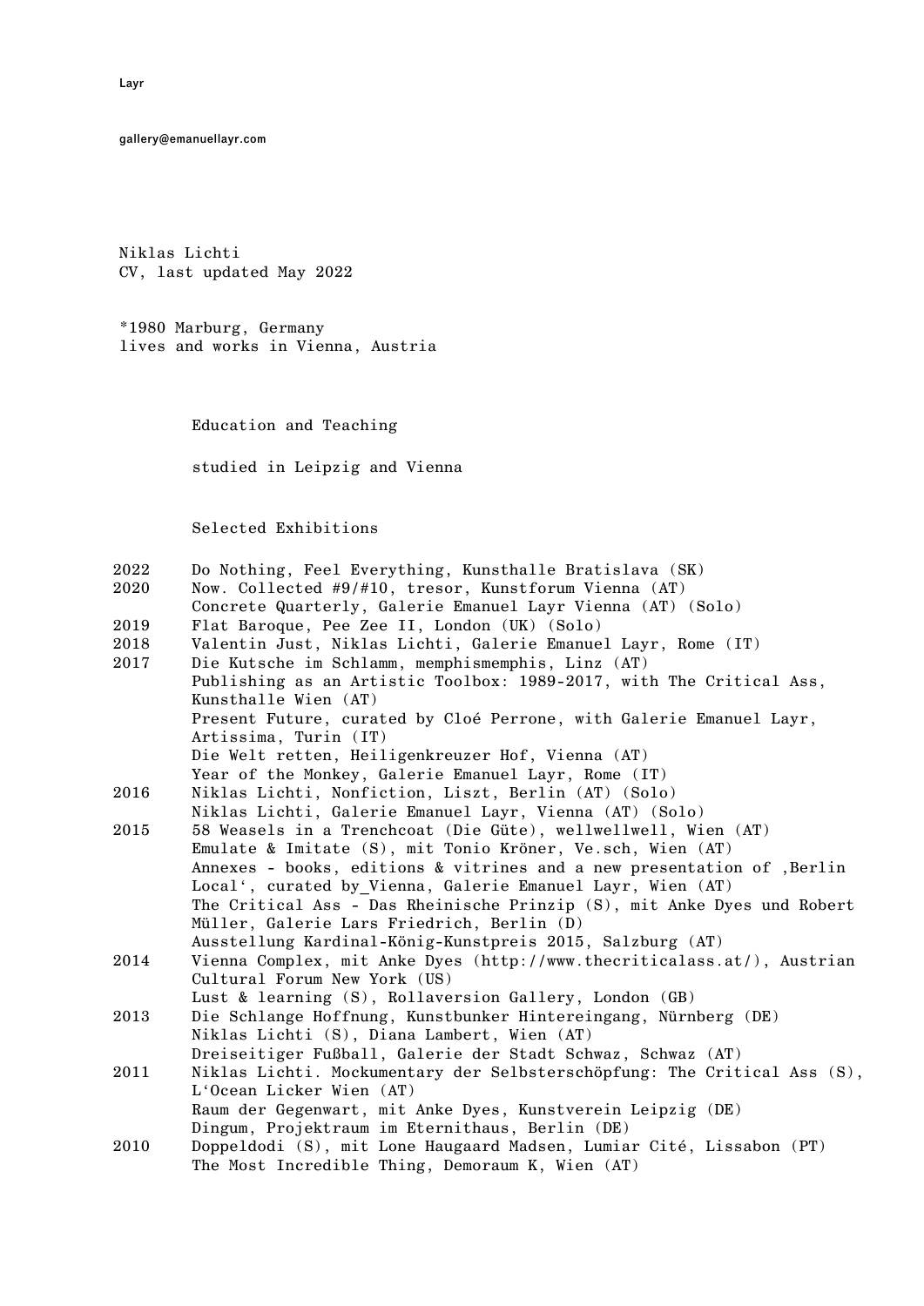Layr

gallery@emanuellayr.com

Niklas Lichti
CV, last updated May 2022

*1980 Marburg, Germany
lives and works in Vienna, Austria

## Education and Teaching

studied in Leipzig and Vienna

## Selected Exhibitions

| | |
|---|---|
| 2022 | Do Nothing, Feel Everything, Kunsthalle Bratislava (SK) |
| 2020 | Now. Collected #9/#10, tresor, Kunstforum Vienna (AT) |
| | Concrete Quarterly, Galerie Emanuel Layr Vienna (AT) (Solo) |
| 2019 | Flat Baroque, Pee Zee II, London (UK) (Solo) |
| 2018 | Valentin Just, Niklas Lichti, Galerie Emanuel Layr, Rome (IT) |
| 2017 | Die Kutsche im Schlamm, memphismemphis, Linz (AT) |
| | Publishing as an Artistic Toolbox: 1989-2017, with The Critical Ass, Kunsthalle Wien (AT) |
| | Present Future, curated by Cloé Perrone, with Galerie Emanuel Layr, Artissima, Turin (IT) |
| | Die Welt retten, Heiligenkreuzer Hof, Vienna (AT) |
| | Year of the Monkey, Galerie Emanuel Layr, Rome (IT) |
| 2016 | Niklas Lichti, Nonfiction, Liszt, Berlin (AT) (Solo) |
| | Niklas Lichti, Galerie Emanuel Layr, Vienna (AT) (Solo) |
| 2015 | 58 Weasels in a Trenchcoat (Die Güte), wellwellwell, Wien (AT) |
| | Emulate & Imitate (S), mit Tonio Kröner, Ve.sch, Wien (AT) |
| | Annexes - books, editions & vitrines and a new presentation of ‚Berlin Local‘, curated by_Vienna, Galerie Emanuel Layr, Wien (AT) |
| | The Critical Ass - Das Rheinische Prinzip (S), mit Anke Dyes und Robert Müller, Galerie Lars Friedrich, Berlin (D) |
| | Ausstellung Kardinal-König-Kunstpreis 2015, Salzburg (AT) |
| 2014 | Vienna Complex, mit Anke Dyes (http://www.thecriticalass.at/), Austrian Cultural Forum New York (US) |
| | Lust & learning (S), Rollaversion Gallery, London (GB) |
| 2013 | Die Schlange Hoffnung, Kunstbunker Hintereingang, Nürnberg (DE) |
| | Niklas Lichti (S), Diana Lambert, Wien (AT) |
| | Dreiseitiger Fußball, Galerie der Stadt Schwaz, Schwaz (AT) |
| 2011 | Niklas Lichti. Mockumentary der Selbsterschöpfung: The Critical Ass (S), L‘Ocean Licker Wien (AT) |
| | Raum der Gegenwart, mit Anke Dyes, Kunstverein Leipzig (DE) |
| | Dingum, Projektraum im Eternithaus, Berlin (DE) |
| 2010 | Doppeldodi (S), mit Lone Haugaard Madsen, Lumiar Cité, Lissabon (PT) |
| | The Most Incredible Thing, Demoraum K, Wien (AT) |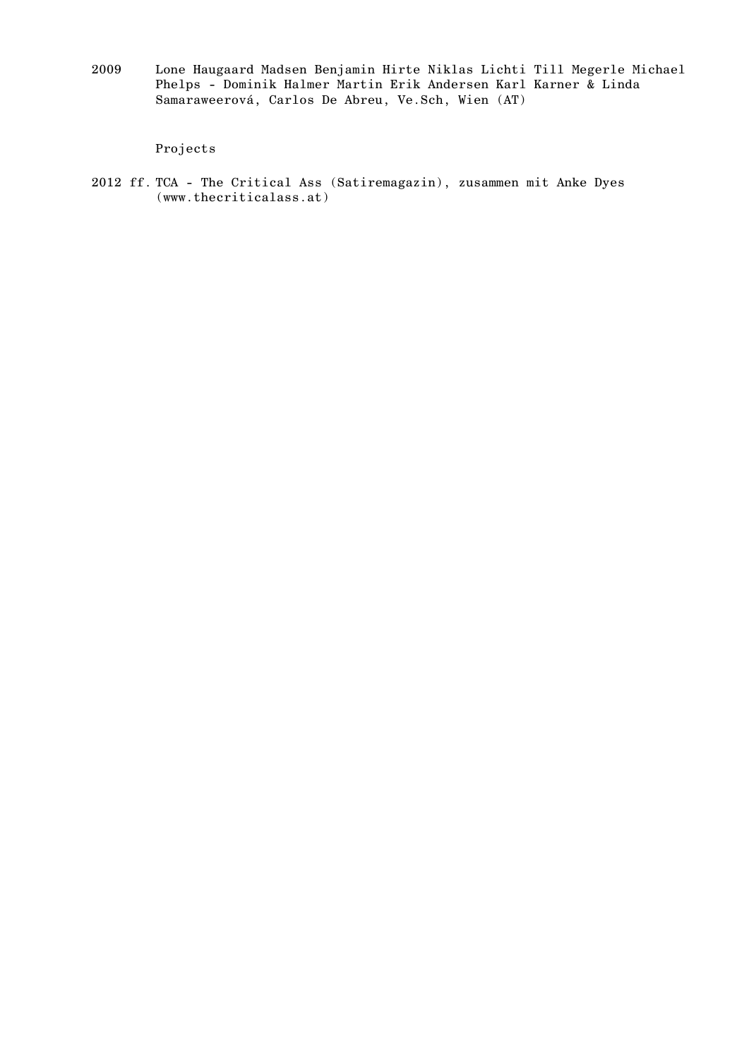2009 Lone Haugaard Madsen Benjamin Hirte Niklas Lichti Till Megerle Michael Phelps - Dominik Halmer Martin Erik Andersen Karl Karner & Linda Samaraweerová, Carlos De Abreu, Ve.Sch, Wien (AT)

Projects

2012 ff. TCA - The Critical Ass (Satiremagazin), zusammen mit Anke Dyes (www.thecriticalass.at)